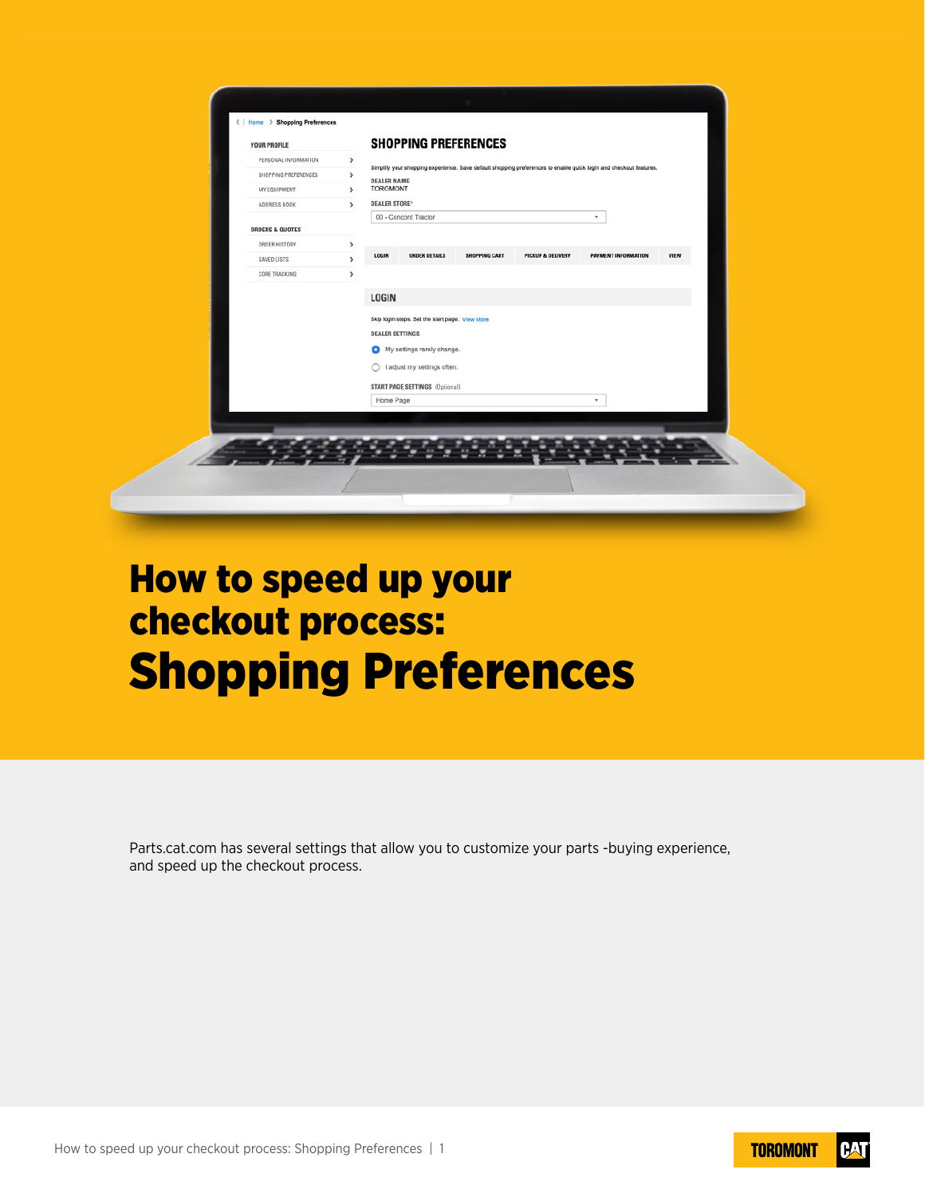# How to speed up your checkout process:
# Shopping Preferences

Parts.cat.com has several settings that allow you to customize your parts -buying experience, and speed up the checkout process.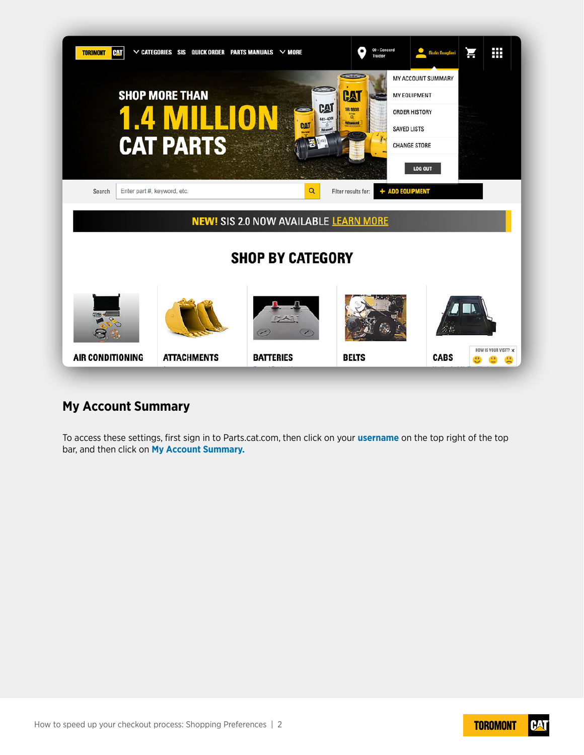## My Account Summary

To access these settings, first sign in to Parts.cat.com, then click on your **username** on the top right of the top bar, and then click on **My Account Summary.**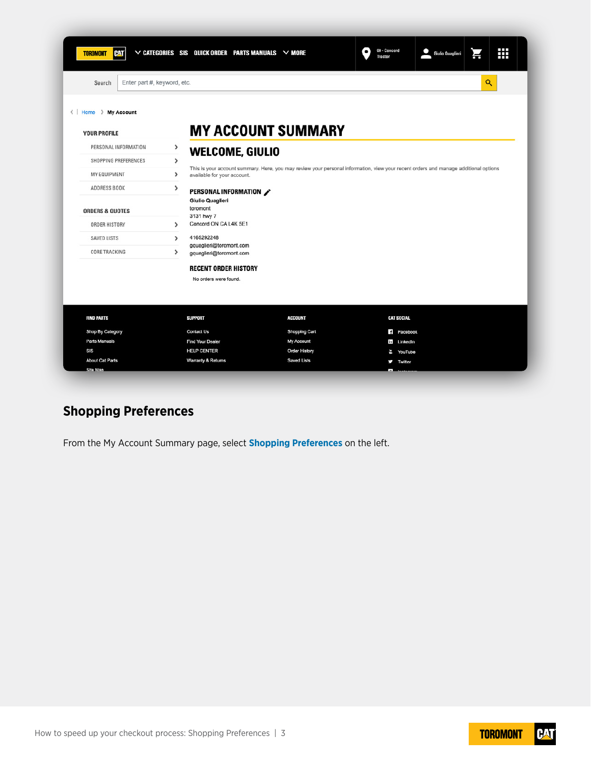## Shopping Preferences

From the My Account Summary page, select **Shopping Preferences** on the left.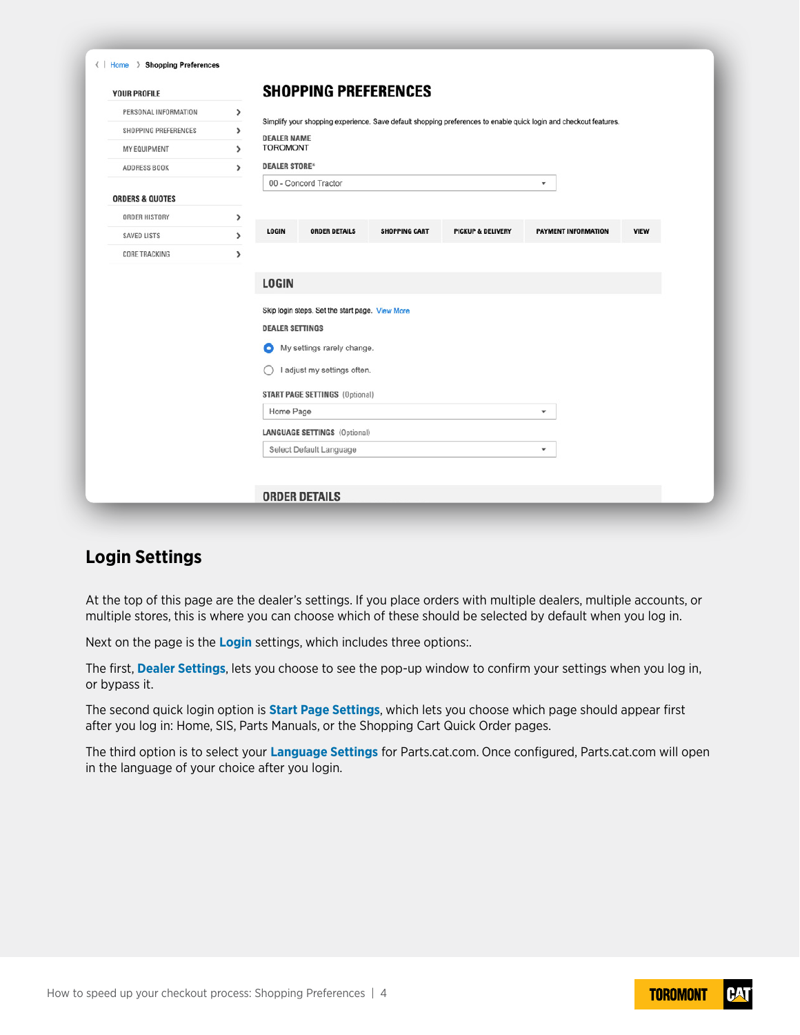## Login Settings

At the top of this page are the dealer's settings. If you place orders with multiple dealers, multiple accounts, or multiple stores, this is where you can choose which of these should be selected by default when you log in.

Next on the page is the **Login** settings, which includes three options:.

The first, **Dealer Settings**, lets you choose to see the pop-up window to confirm your settings when you log in, or bypass it.

The second quick login option is **Start Page Settings**, which lets you choose which page should appear first after you log in: Home, SIS, Parts Manuals, or the Shopping Cart Quick Order pages.

The third option is to select your **Language Settings** for Parts.cat.com. Once configured, Parts.cat.com will open in the language of your choice after you login.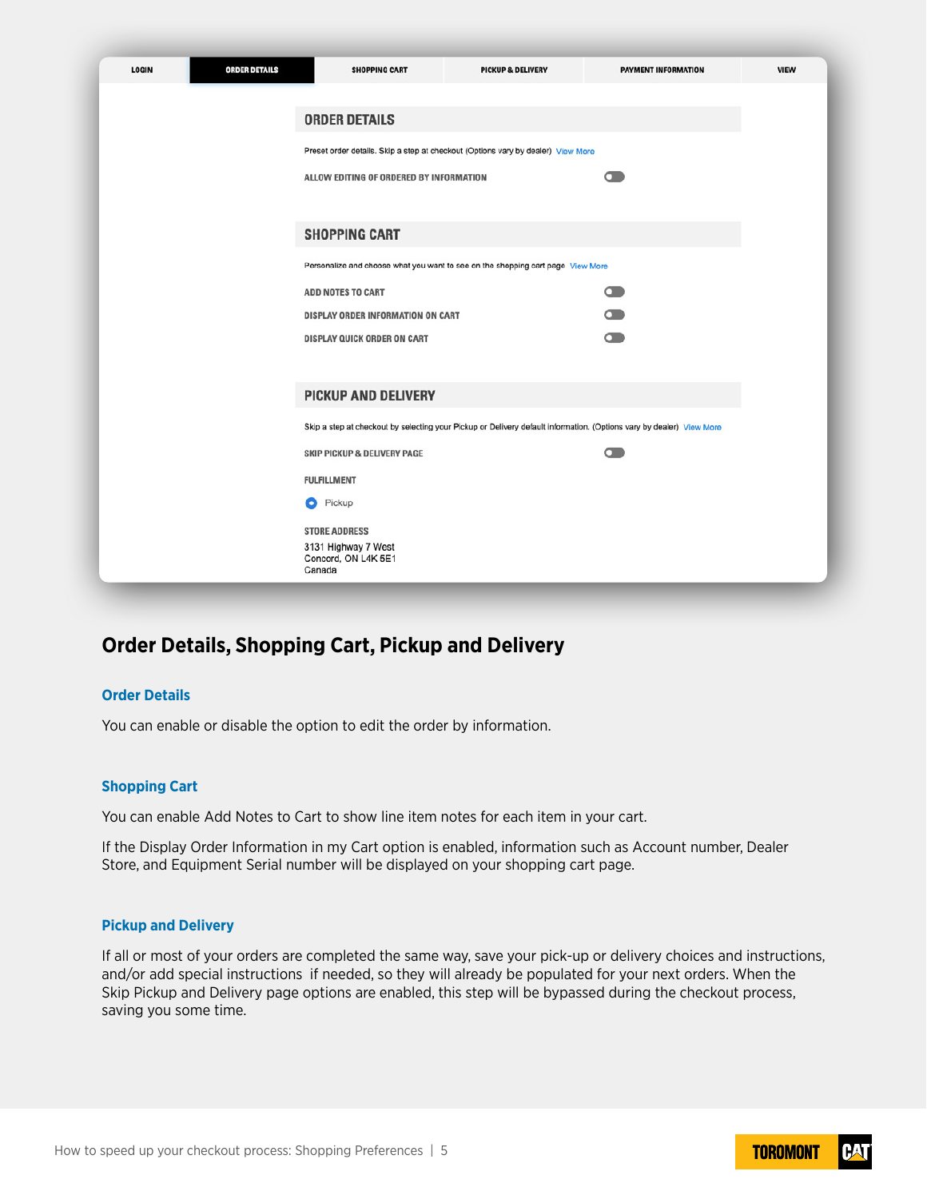| LOGIN | ORDER DETAILS | SHOPPING CART | PICKUP & DELIVERY | PAYMENT INFORMATION | VIEW |
|---|---|---|---|---|---|

**ORDER DETAILS**

Preset order details. Skip a step at checkout (Options vary by dealer) View More

ALLOW EDITING OF ORDERED BY INFORMATION

**SHOPPING CART**

Personalize and choose what you want to see on the shopping cart page View More

ADD NOTES TO CART

DISPLAY ORDER INFORMATION ON CART

DISPLAY QUICK ORDER ON CART

**PICKUP AND DELIVERY**

Skip a step at checkout by selecting your Pickup or Delivery default information. (Options vary by dealer) View More

SKIP PICKUP & DELIVERY PAGE

FULFILLMENT

Pickup

STORE ADDRESS

3131 Highway 7 West
Concord, ON L4K 5E1
Canada

## Order Details, Shopping Cart, Pickup and Delivery

### Order Details

You can enable or disable the option to edit the order by information.

### Shopping Cart

You can enable Add Notes to Cart to show line item notes for each item in your cart.

If the Display Order Information in my Cart option is enabled, information such as Account number, Dealer Store, and Equipment Serial number will be displayed on your shopping cart page.

### Pickup and Delivery

If all or most of your orders are completed the same way, save your pick-up or delivery choices and instructions, and/or add special instructions if needed, so they will already be populated for your next orders. When the Skip Pickup and Delivery page options are enabled, this step will be bypassed during the checkout process, saving you some time.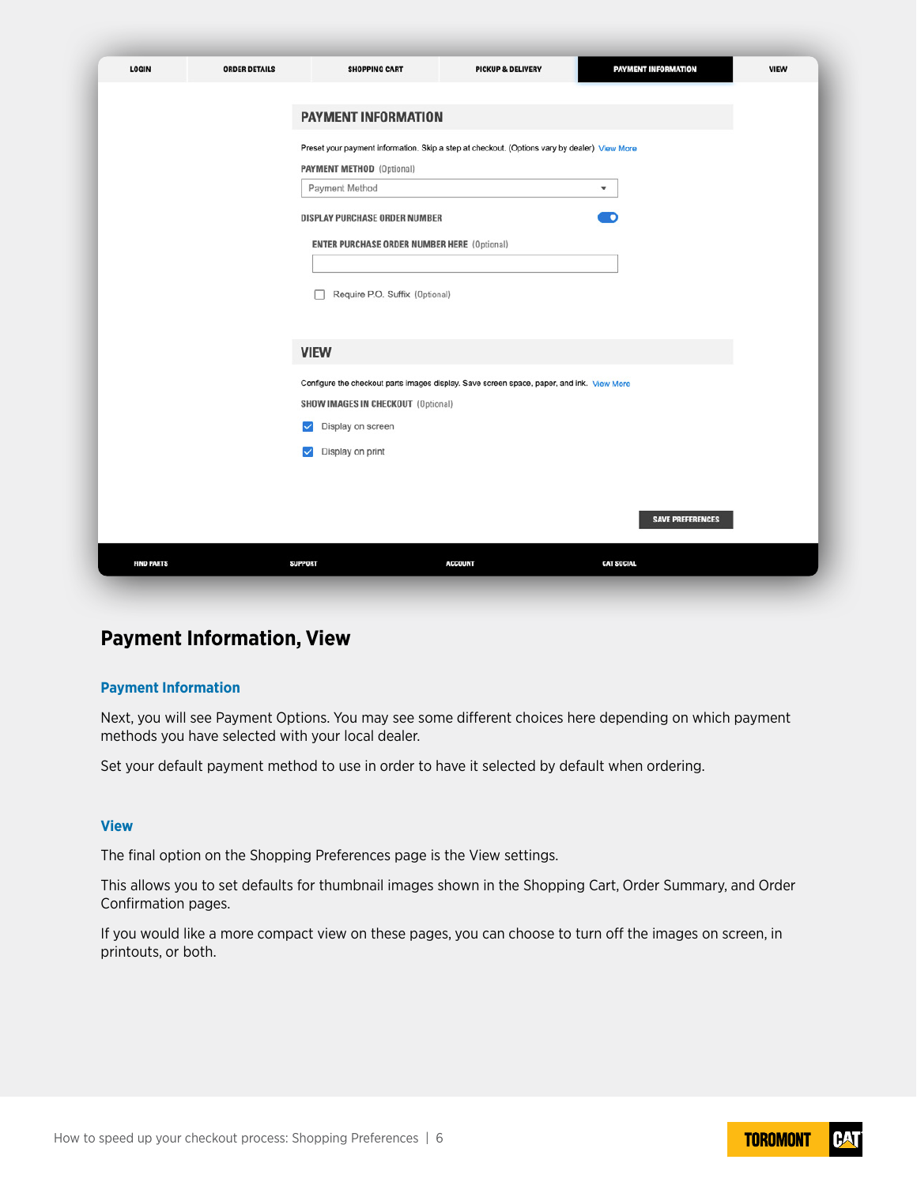| LOGIN | ORDER DETAILS | SHOPPING CART | PICKUP & DELIVERY | PAYMENT INFORMATION | VIEW |
|---|---|---|---|---|---|

**PAYMENT INFORMATION**

Preset your payment information. Skip a step at checkout. (Options vary by dealer) View More

PAYMENT METHOD (Optional)

Payment Method

DISPLAY PURCHASE ORDER NUMBER

ENTER PURCHASE ORDER NUMBER HERE (Optional)

☐ Require P.O. Suffix (Optional)

**VIEW**

Configure the checkout parts images display. Save screen space, paper, and ink. View More

SHOW IMAGES IN CHECKOUT (Optional)

☑ Display on screen

☑ Display on print

SAVE PREFERENCES

FIND PARTS | SUPPORT | ACCOUNT | CAT SOCIAL

# Payment Information, View

## Payment Information

Next, you will see Payment Options. You may see some different choices here depending on which payment methods you have selected with your local dealer.

Set your default payment method to use in order to have it selected by default when ordering.

## View

The final option on the Shopping Preferences page is the View settings.

This allows you to set defaults for thumbnail images shown in the Shopping Cart, Order Summary, and Order Confirmation pages.

If you would like a more compact view on these pages, you can choose to turn off the images on screen, in printouts, or both.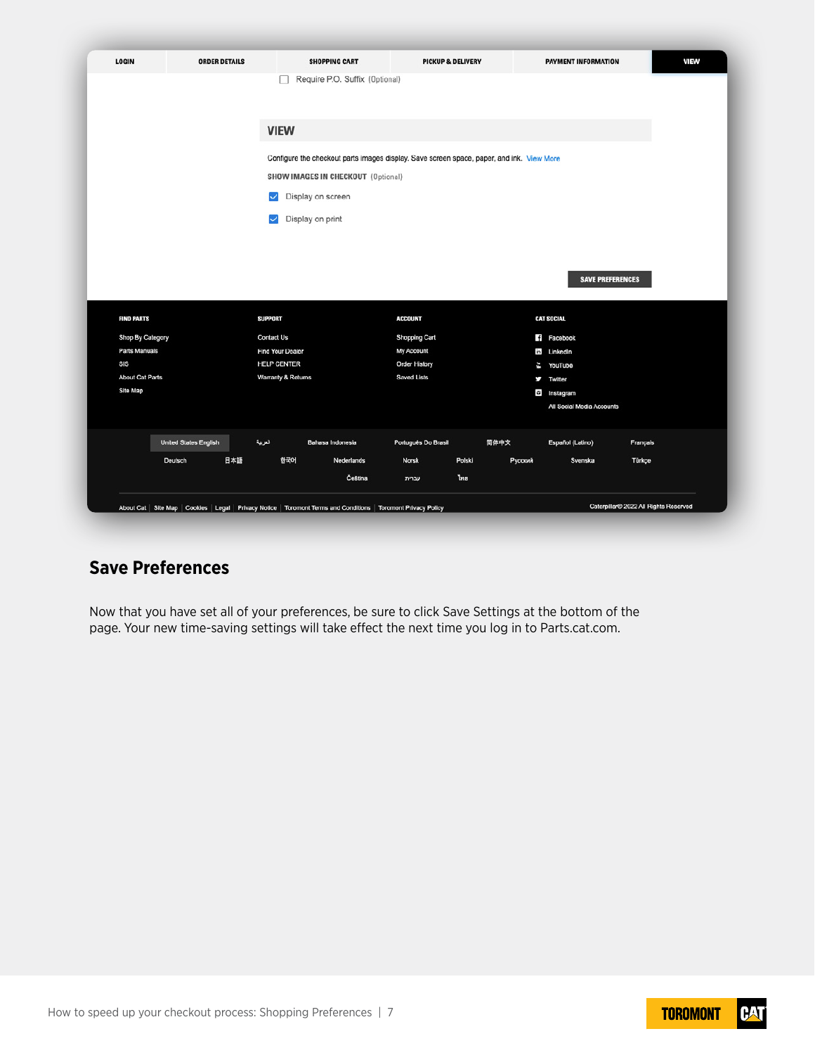## Save Preferences

Now that you have set all of your preferences, be sure to click Save Settings at the bottom of the page. Your new time-saving settings will take effect the next time you log in to Parts.cat.com.